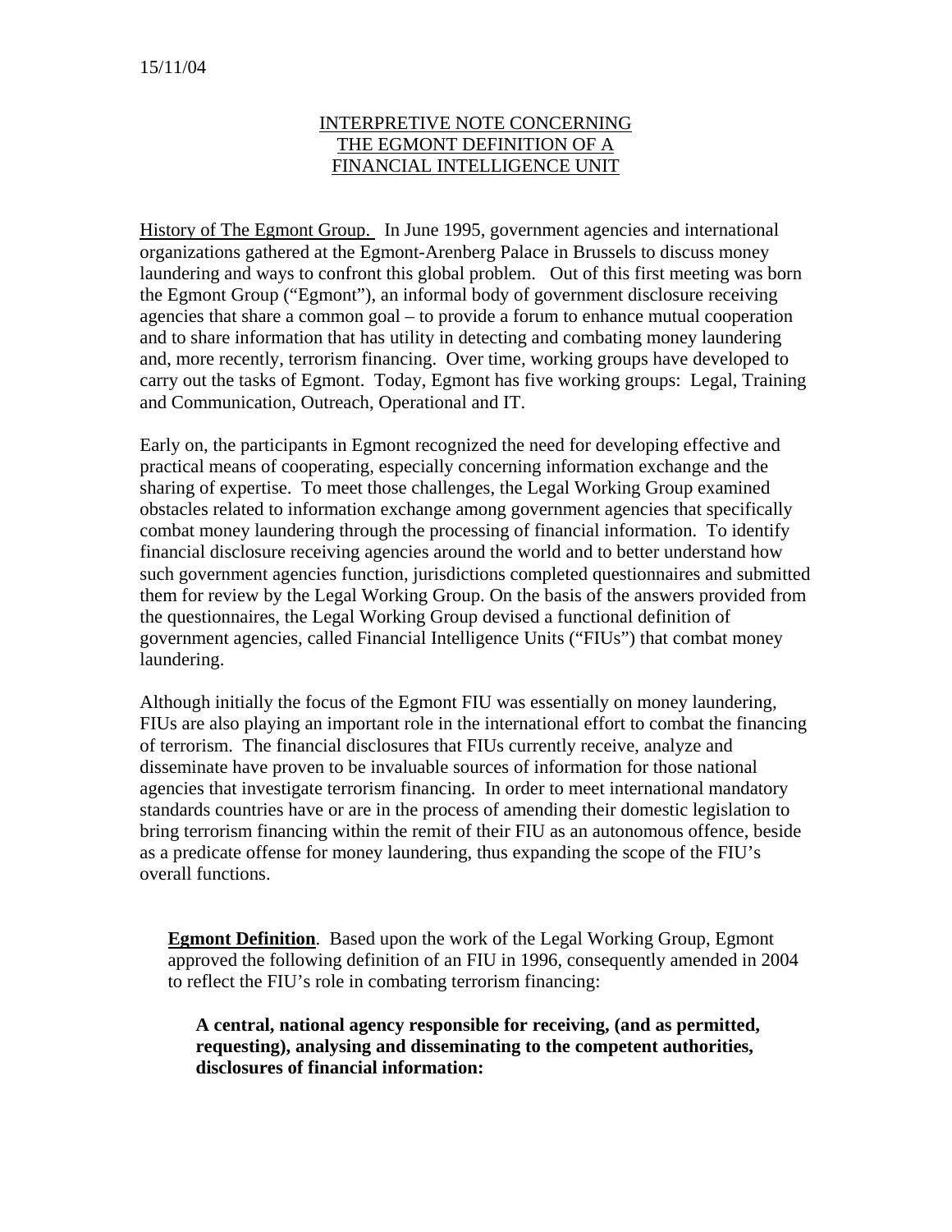15/11/04

# INTERPRETIVE NOTE CONCERNING THE EGMONT DEFINITION OF A FINANCIAL INTELLIGENCE UNIT

History of The Egmont Group. In June 1995, government agencies and international organizations gathered at the Egmont-Arenberg Palace in Brussels to discuss money laundering and ways to confront this global problem. Out of this first meeting was born the Egmont Group ("Egmont"), an informal body of government disclosure receiving agencies that share a common goal – to provide a forum to enhance mutual cooperation and to share information that has utility in detecting and combating money laundering and, more recently, terrorism financing. Over time, working groups have developed to carry out the tasks of Egmont. Today, Egmont has five working groups: Legal, Training and Communication, Outreach, Operational and IT.

Early on, the participants in Egmont recognized the need for developing effective and practical means of cooperating, especially concerning information exchange and the sharing of expertise. To meet those challenges, the Legal Working Group examined obstacles related to information exchange among government agencies that specifically combat money laundering through the processing of financial information. To identify financial disclosure receiving agencies around the world and to better understand how such government agencies function, jurisdictions completed questionnaires and submitted them for review by the Legal Working Group. On the basis of the answers provided from the questionnaires, the Legal Working Group devised a functional definition of government agencies, called Financial Intelligence Units ("FIUs") that combat money laundering.

Although initially the focus of the Egmont FIU was essentially on money laundering, FIUs are also playing an important role in the international effort to combat the financing of terrorism. The financial disclosures that FIUs currently receive, analyze and disseminate have proven to be invaluable sources of information for those national agencies that investigate terrorism financing. In order to meet international mandatory standards countries have or are in the process of amending their domestic legislation to bring terrorism financing within the remit of their FIU as an autonomous offence, beside as a predicate offense for money laundering, thus expanding the scope of the FIU's overall functions.

**Egmont Definition**. Based upon the work of the Legal Working Group, Egmont approved the following definition of an FIU in 1996, consequently amended in 2004 to reflect the FIU's role in combating terrorism financing:

**A central, national agency responsible for receiving, (and as permitted, requesting), analysing and disseminating to the competent authorities, disclosures of financial information:**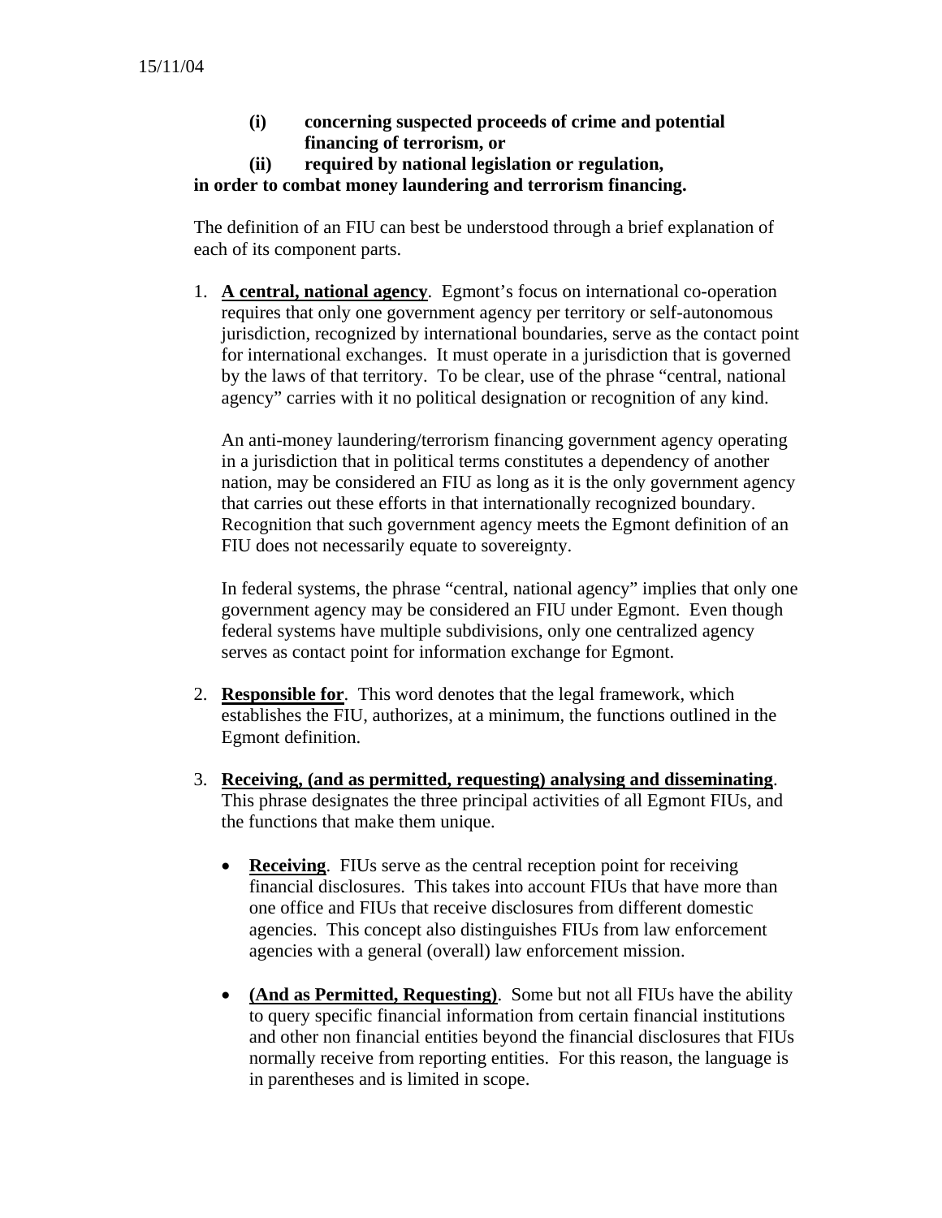**(i) concerning suspected proceeds of crime and potential financing of terrorism, or**

**(ii) required by national legislation or regulation,**

**in order to combat money laundering and terrorism financing.**

The definition of an FIU can best be understood through a brief explanation of each of its component parts.

1. **<u>A central, national agency</u>**. Egmont's focus on international co-operation requires that only one government agency per territory or self-autonomous jurisdiction, recognized by international boundaries, serve as the contact point for international exchanges. It must operate in a jurisdiction that is governed by the laws of that territory. To be clear, use of the phrase "central, national agency" carries with it no political designation or recognition of any kind.

   An anti-money laundering/terrorism financing government agency operating in a jurisdiction that in political terms constitutes a dependency of another nation, may be considered an FIU as long as it is the only government agency that carries out these efforts in that internationally recognized boundary. Recognition that such government agency meets the Egmont definition of an FIU does not necessarily equate to sovereignty.

   In federal systems, the phrase "central, national agency" implies that only one government agency may be considered an FIU under Egmont. Even though federal systems have multiple subdivisions, only one centralized agency serves as contact point for information exchange for Egmont.

2. **<u>Responsible for</u>**. This word denotes that the legal framework, which establishes the FIU, authorizes, at a minimum, the functions outlined in the Egmont definition.

3. **<u>Receiving, (and as permitted, requesting) analysing and disseminating</u>**. This phrase designates the three principal activities of all Egmont FIUs, and the functions that make them unique.

   - **<u>Receiving</u>**. FIUs serve as the central reception point for receiving financial disclosures. This takes into account FIUs that have more than one office and FIUs that receive disclosures from different domestic agencies. This concept also distinguishes FIUs from law enforcement agencies with a general (overall) law enforcement mission.

   - **<u>(And as Permitted, Requesting)</u>**. Some but not all FIUs have the ability to query specific financial information from certain financial institutions and other non financial entities beyond the financial disclosures that FIUs normally receive from reporting entities. For this reason, the language is in parentheses and is limited in scope.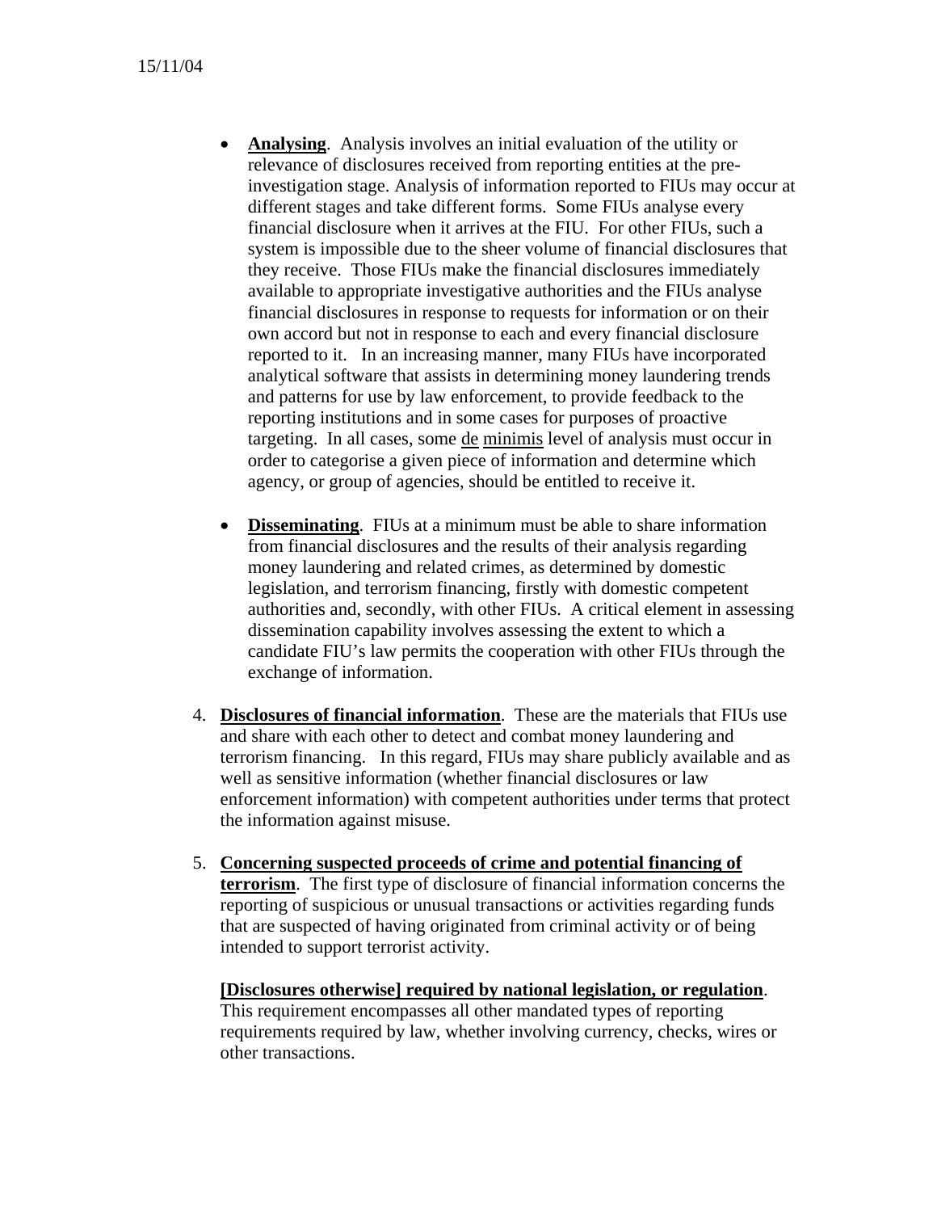- **Analysing**. Analysis involves an initial evaluation of the utility or relevance of disclosures received from reporting entities at the pre-investigation stage. Analysis of information reported to FIUs may occur at different stages and take different forms. Some FIUs analyse every financial disclosure when it arrives at the FIU. For other FIUs, such a system is impossible due to the sheer volume of financial disclosures that they receive. Those FIUs make the financial disclosures immediately available to appropriate investigative authorities and the FIUs analyse financial disclosures in response to requests for information or on their own accord but not in response to each and every financial disclosure reported to it. In an increasing manner, many FIUs have incorporated analytical software that assists in determining money laundering trends and patterns for use by law enforcement, to provide feedback to the reporting institutions and in some cases for purposes of proactive targeting. In all cases, some de minimis level of analysis must occur in order to categorise a given piece of information and determine which agency, or group of agencies, should be entitled to receive it.

- **Disseminating**. FIUs at a minimum must be able to share information from financial disclosures and the results of their analysis regarding money laundering and related crimes, as determined by domestic legislation, and terrorism financing, firstly with domestic competent authorities and, secondly, with other FIUs. A critical element in assessing dissemination capability involves assessing the extent to which a candidate FIU's law permits the cooperation with other FIUs through the exchange of information.

4. **Disclosures of financial information**. These are the materials that FIUs use and share with each other to detect and combat money laundering and terrorism financing. In this regard, FIUs may share publicly available and as well as sensitive information (whether financial disclosures or law enforcement information) with competent authorities under terms that protect the information against misuse.

5. **Concerning suspected proceeds of crime and potential financing of terrorism**. The first type of disclosure of financial information concerns the reporting of suspicious or unusual transactions or activities regarding funds that are suspected of having originated from criminal activity or of being intended to support terrorist activity.

   **[Disclosures otherwise] required by national legislation, or regulation**. This requirement encompasses all other mandated types of reporting requirements required by law, whether involving currency, checks, wires or other transactions.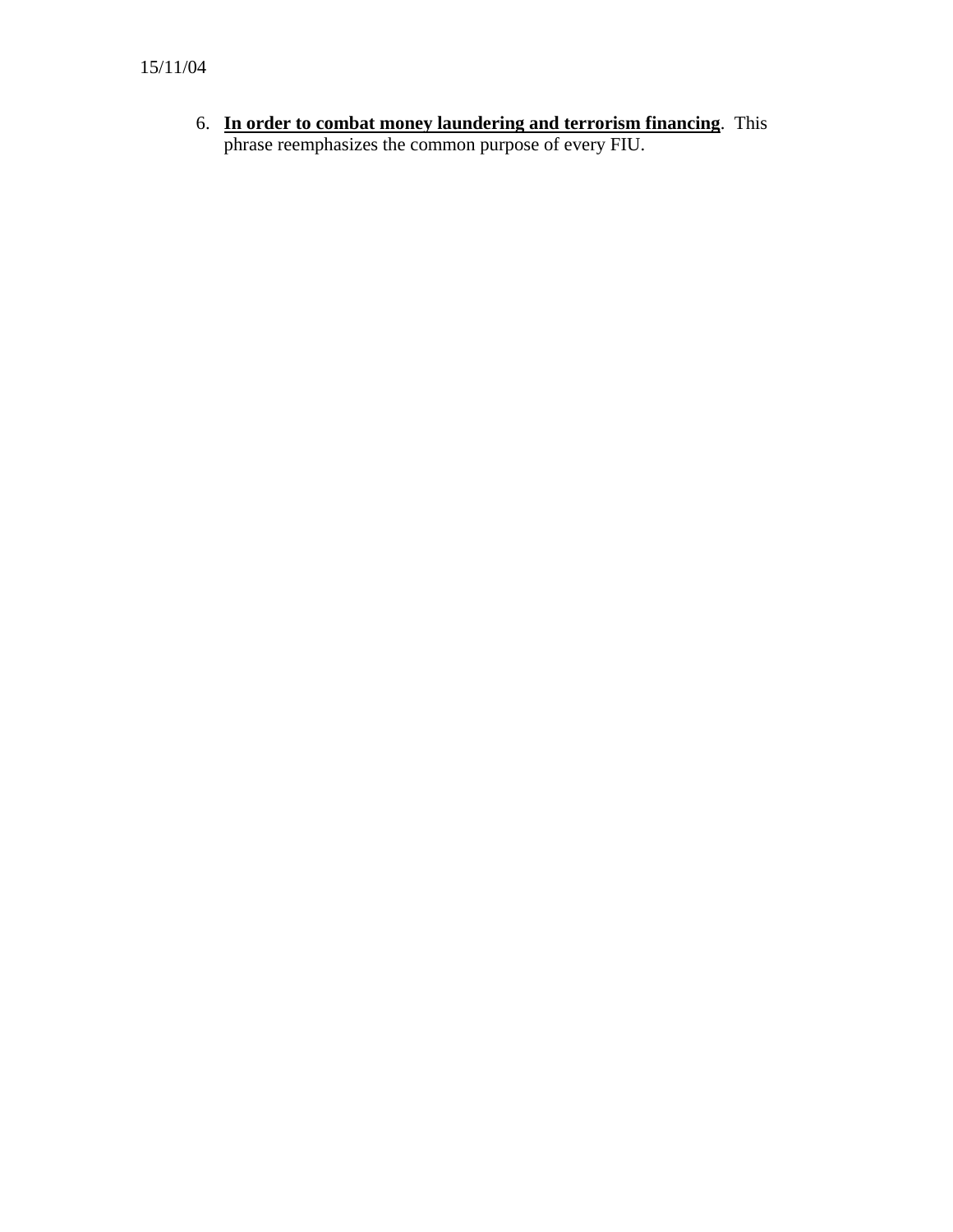6. **In order to combat money laundering and terrorism financing**. This phrase reemphasizes the common purpose of every FIU.